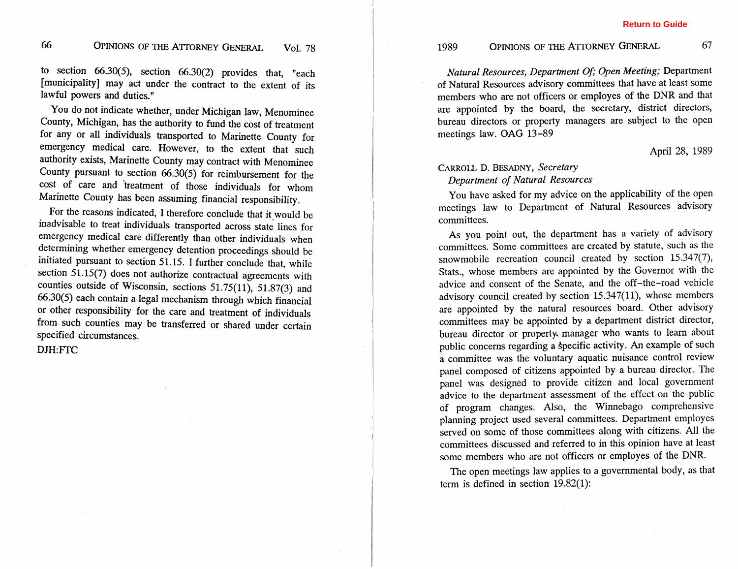to section 66.30(5), section 66.30(2) provides that, "each [municipality] may act under the contract to the extent of its lawful powers and duties."

You do not indicate whether, under Michigan law, Menominee County, Michigan, has the authority to fund the cost of treatment for any or all individuals transported to Marinette County for emergency medical care. However, to the extent that such authority exists, Marinette County may contract with Menominee County pursuant to section 66.30(5) for reimbursement for the cost of care and treatment of those individuals for whom Marinette County has been assuming financial responsibility.

For the reasons indicated, I therefore conclude that it would be inadvisable to treat individuals transported across state lines for emergency medical care differently than other individuals when determining whether emergency detention proceedings should be initiated pursuant to section 51.15. I further conclude that, while section 51.15(7) does not authorize contractual agreements with counties outside of Wisconsin, sections 51.75(11), 51.87(3) and 66.30(5) each contain a legal mechanism through which financial or other responsibility for the care and treatment of individuals from such counties may be transferred or shared under certain specified circumstances.

DJH:FTC

*Natural Resources, Department Of; Open Meeting;* Department of Natural Resources advisory committees that have at least some members who are not officers or employes of the DNR and that are appointed by the board, the secretary, district directors, bureau directors or property managers are subject to the open meetings law. OAG 13–89

April 28, 1989

CARROLL D. BESADNY, *Secretary*
*Department of Natural Resources*

You have asked for my advice on the applicability of the open meetings law to Department of Natural Resources advisory committees.

As you point out, the department has a variety of advisory committees. Some committees are created by statute, such as the snowmobile recreation council created by section 15.347(7), Stats., whose members are appointed by the Governor with the advice and consent of the Senate, and the off–the–road vehicle advisory council created by section 15.347(11), whose members are appointed by the natural resources board. Other advisory committees may be appointed by a department district director, bureau director or property manager who wants to learn about public concerns regarding a specific activity. An example of such a committee was the voluntary aquatic nuisance control review panel composed of citizens appointed by a bureau director. The panel was designed to provide citizen and local government advice to the department assessment of the effect on the public of program changes. Also, the Winnebago comprehensive planning project used several committees. Department employes served on some of those committees along with citizens. All the committees discussed and referred to in this opinion have at least some members who are not officers or employes of the DNR.

The open meetings law applies to a governmental body, as that term is defined in section 19.82(1):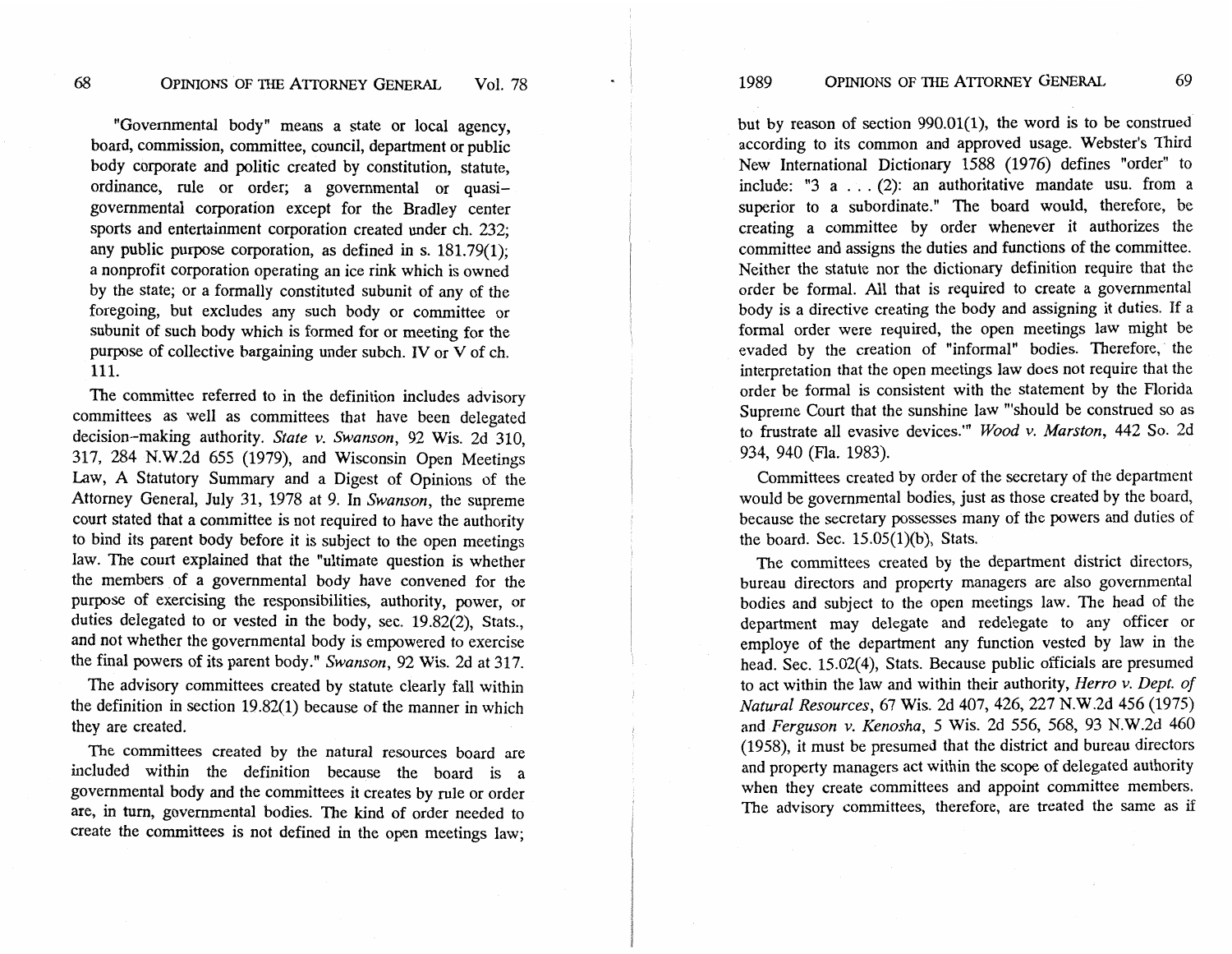"Governmental body" means a state or local agency, board, commission, committee, council, department or public body corporate and politic created by constitution, statute, ordinance, rule or order; a governmental or quasi-governmental corporation except for the Bradley center sports and entertainment corporation created under ch. 232; any public purpose corporation, as defined in s. 181.79(1); a nonprofit corporation operating an ice rink which is owned by the state; or a formally constituted subunit of any of the foregoing, but excludes any such body or committee or subunit of such body which is formed for or meeting for the purpose of collective bargaining under subch. IV or V of ch. 111.

The committee referred to in the definition includes advisory committees as well as committees that have been delegated decision-making authority. *State v. Swanson*, 92 Wis. 2d 310, 317, 284 N.W.2d 655 (1979), and Wisconsin Open Meetings Law, A Statutory Summary and a Digest of Opinions of the Attorney General, July 31, 1978 at 9. In *Swanson*, the supreme court stated that a committee is not required to have the authority to bind its parent body before it is subject to the open meetings law. The court explained that the "ultimate question is whether the members of a governmental body have convened for the purpose of exercising the responsibilities, authority, power, or duties delegated to or vested in the body, sec. 19.82(2), Stats., and not whether the governmental body is empowered to exercise the final powers of its parent body." *Swanson*, 92 Wis. 2d at 317.

The advisory committees created by statute clearly fall within the definition in section 19.82(1) because of the manner in which they are created.

The committees created by the natural resources board are included within the definition because the board is a governmental body and the committees it creates by rule or order are, in turn, governmental bodies. The kind of order needed to create the committees is not defined in the open meetings law; but by reason of section 990.01(1), the word is to be construed according to its common and approved usage. Webster's Third New International Dictionary 1588 (1976) defines "order" to include: "3 a . . . (2): an authoritative mandate usu. from a superior to a subordinate." The board would, therefore, be creating a committee by order whenever it authorizes the committee and assigns the duties and functions of the committee. Neither the statute nor the dictionary definition require that the order be formal. All that is required to create a governmental body is a directive creating the body and assigning it duties. If a formal order were required, the open meetings law might be evaded by the creation of "informal" bodies. Therefore, the interpretation that the open meetings law does not require that the order be formal is consistent with the statement by the Florida Supreme Court that the sunshine law "'should be construed so as to frustrate all evasive devices.'" *Wood v. Marston*, 442 So. 2d 934, 940 (Fla. 1983).

Committees created by order of the secretary of the department would be governmental bodies, just as those created by the board, because the secretary possesses many of the powers and duties of the board. Sec. 15.05(1)(b), Stats.

The committees created by the department district directors, bureau directors and property managers are also governmental bodies and subject to the open meetings law. The head of the department may delegate and redelegate to any officer or employe of the department any function vested by law in the head. Sec. 15.02(4), Stats. Because public officials are presumed to act within the law and within their authority, *Herro v. Dept. of Natural Resources*, 67 Wis. 2d 407, 426, 227 N.W.2d 456 (1975) and *Ferguson v. Kenosha*, 5 Wis. 2d 556, 568, 93 N.W.2d 460 (1958), it must be presumed that the district and bureau directors and property managers act within the scope of delegated authority when they create committees and appoint committee members. The advisory committees, therefore, are treated the same as if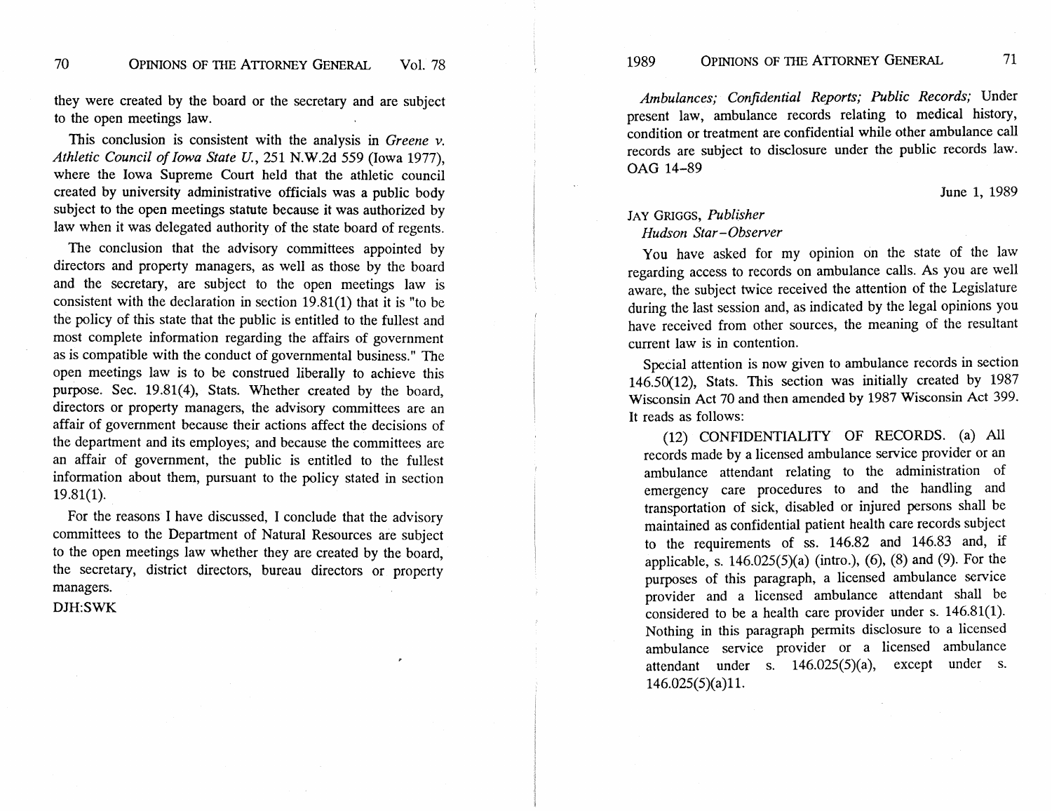they were created by the board or the secretary and are subject to the open meetings law.

This conclusion is consistent with the analysis in *Greene v. Athletic Council of Iowa State U.*, 251 N.W.2d 559 (Iowa 1977), where the Iowa Supreme Court held that the athletic council created by university administrative officials was a public body subject to the open meetings statute because it was authorized by law when it was delegated authority of the state board of regents.

The conclusion that the advisory committees appointed by directors and property managers, as well as those by the board and the secretary, are subject to the open meetings law is consistent with the declaration in section 19.81(1) that it is "to be the policy of this state that the public is entitled to the fullest and most complete information regarding the affairs of government as is compatible with the conduct of governmental business." The open meetings law is to be construed liberally to achieve this purpose. Sec. 19.81(4), Stats. Whether created by the board, directors or property managers, the advisory committees are an affair of government because their actions affect the decisions of the department and its employes; and because the committees are an affair of government, the public is entitled to the fullest information about them, pursuant to the policy stated in section 19.81(1).

For the reasons I have discussed, I conclude that the advisory committees to the Department of Natural Resources are subject to the open meetings law whether they are created by the board, the secretary, district directors, bureau directors or property managers.

DJH:SWK

*Ambulances; Confidential Reports; Public Records;* Under present law, ambulance records relating to medical history, condition or treatment are confidential while other ambulance call records are subject to disclosure under the public records law. OAG 14–89

June 1, 1989

JAY GRIGGS, *Publisher*
*Hudson Star–Observer*

You have asked for my opinion on the state of the law regarding access to records on ambulance calls. As you are well aware, the subject twice received the attention of the Legislature during the last session and, as indicated by the legal opinions you have received from other sources, the meaning of the resultant current law is in contention.

Special attention is now given to ambulance records in section 146.50(12), Stats. This section was initially created by 1987 Wisconsin Act 70 and then amended by 1987 Wisconsin Act 399. It reads as follows:

> (12) CONFIDENTIALITY OF RECORDS. (a) All records made by a licensed ambulance service provider or an ambulance attendant relating to the administration of emergency care procedures to and the handling and transportation of sick, disabled or injured persons shall be maintained as confidential patient health care records subject to the requirements of ss. 146.82 and 146.83 and, if applicable, s. 146.025(5)(a) (intro.), (6), (8) and (9). For the purposes of this paragraph, a licensed ambulance service provider and a licensed ambulance attendant shall be considered to be a health care provider under s. 146.81(1). Nothing in this paragraph permits disclosure to a licensed ambulance service provider or a licensed ambulance attendant under s. 146.025(5)(a), except under s. 146.025(5)(a)11.